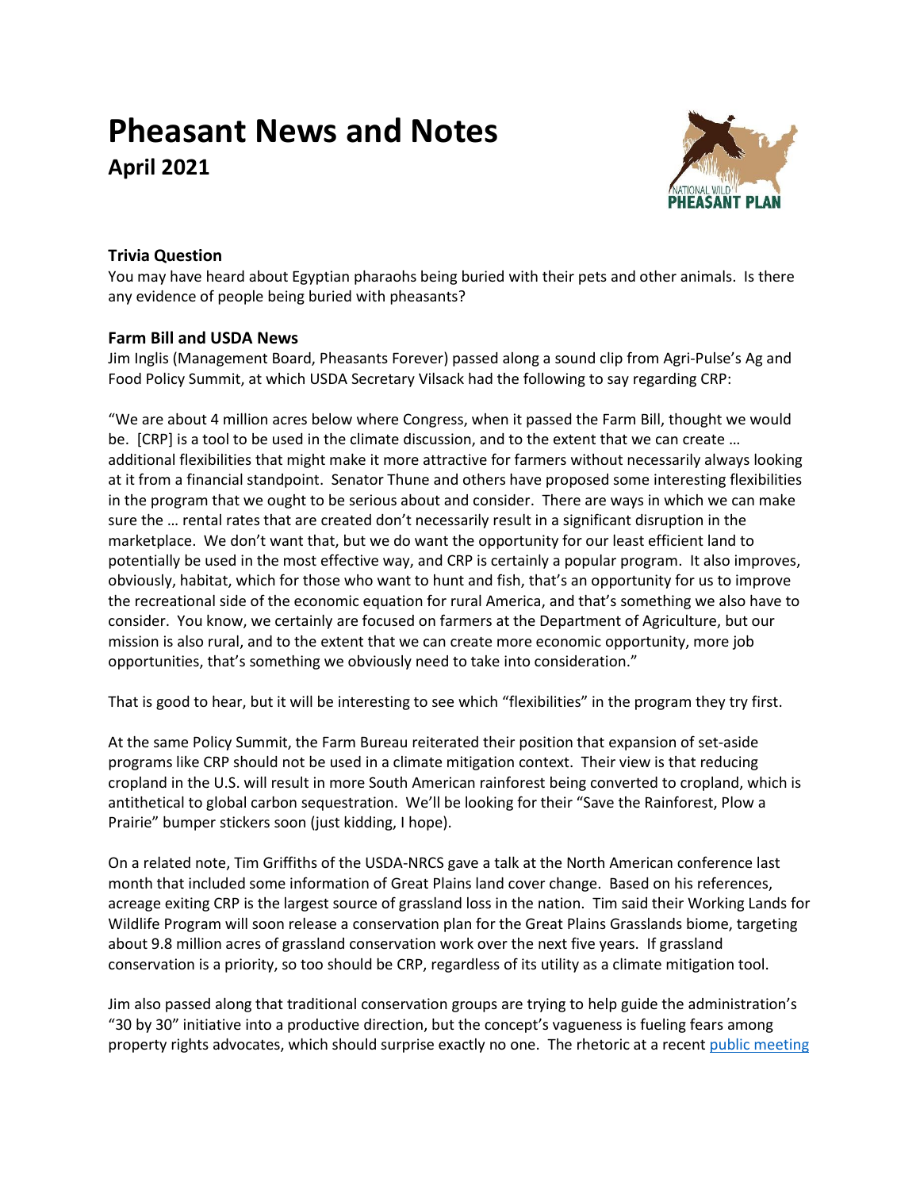# Pheasant News and Notes

## April 2021

### Trivia Question

You may have heard about Egyptian pharaohs being buried with their pets and other animals. Is there any evidence of people being buried with pheasants?

### Farm Bill and USDA News

Jim Inglis (Management Board, Pheasants Forever) passed along a sound clip from Agri-Pulse's Ag and Food Policy Summit, at which USDA Secretary Vilsack had the following to say regarding CRP:

"We are about 4 million acres below where Congress, when it passed the Farm Bill, thought we would be. [CRP] is a tool to be used in the climate discussion, and to the extent that we can create … additional flexibilities that might make it more attractive for farmers without necessarily always looking at it from a financial standpoint. Senator Thune and others have proposed some interesting flexibilities in the program that we ought to be serious about and consider. There are ways in which we can make sure the … rental rates that are created don't necessarily result in a significant disruption in the marketplace. We don't want that, but we do want the opportunity for our least efficient land to potentially be used in the most effective way, and CRP is certainly a popular program. It also improves, obviously, habitat, which for those who want to hunt and fish, that's an opportunity for us to improve the recreational side of the economic equation for rural America, and that's something we also have to consider. You know, we certainly are focused on farmers at the Department of Agriculture, but our mission is also rural, and to the extent that we can create more economic opportunity, more job opportunities, that's something we obviously need to take into consideration."

That is good to hear, but it will be interesting to see which "flexibilities" in the program they try first.

At the same Policy Summit, the Farm Bureau reiterated their position that expansion of set-aside programs like CRP should not be used in a climate mitigation context. Their view is that reducing cropland in the U.S. will result in more South American rainforest being converted to cropland, which is antithetical to global carbon sequestration. We'll be looking for their "Save the Rainforest, Plow a Prairie" bumper stickers soon (just kidding, I hope).

On a related note, Tim Griffiths of the USDA-NRCS gave a talk at the North American conference last month that included some information of Great Plains land cover change. Based on his references, acreage exiting CRP is the largest source of grassland loss in the nation. Tim said their Working Lands for Wildlife Program will soon release a conservation plan for the Great Plains Grasslands biome, targeting about 9.8 million acres of grassland conservation work over the next five years. If grassland conservation is a priority, so too should be CRP, regardless of its utility as a climate mitigation tool.

Jim also passed along that traditional conservation groups are trying to help guide the administration's "30 by 30" initiative into a productive direction, but the concept's vagueness is fueling fears among property rights advocates, which should surprise exactly no one. The rhetoric at a recent [public meeting](#)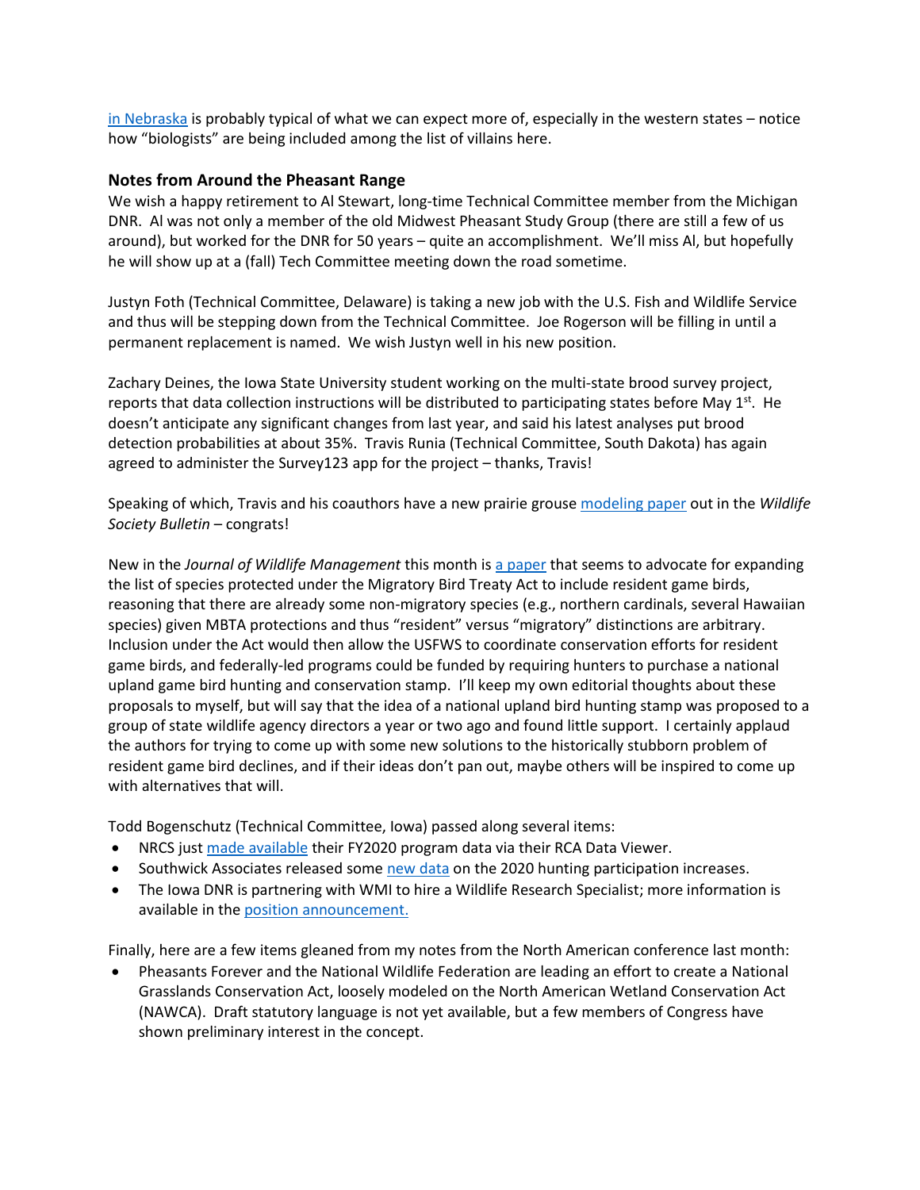in Nebraska is probably typical of what we can expect more of, especially in the western states – notice how "biologists" are being included among the list of villains here.

### Notes from Around the Pheasant Range

We wish a happy retirement to Al Stewart, long-time Technical Committee member from the Michigan DNR. Al was not only a member of the old Midwest Pheasant Study Group (there are still a few of us around), but worked for the DNR for 50 years – quite an accomplishment. We'll miss Al, but hopefully he will show up at a (fall) Tech Committee meeting down the road sometime.

Justyn Foth (Technical Committee, Delaware) is taking a new job with the U.S. Fish and Wildlife Service and thus will be stepping down from the Technical Committee. Joe Rogerson will be filling in until a permanent replacement is named. We wish Justyn well in his new position.

Zachary Deines, the Iowa State University student working on the multi-state brood survey project, reports that data collection instructions will be distributed to participating states before May 1st. He doesn't anticipate any significant changes from last year, and said his latest analyses put brood detection probabilities at about 35%. Travis Runia (Technical Committee, South Dakota) has again agreed to administer the Survey123 app for the project – thanks, Travis!

Speaking of which, Travis and his coauthors have a new prairie grouse modeling paper out in the *Wildlife Society Bulletin* – congrats!

New in the *Journal of Wildlife Management* this month is a paper that seems to advocate for expanding the list of species protected under the Migratory Bird Treaty Act to include resident game birds, reasoning that there are already some non-migratory species (e.g., northern cardinals, several Hawaiian species) given MBTA protections and thus "resident" versus "migratory" distinctions are arbitrary. Inclusion under the Act would then allow the USFWS to coordinate conservation efforts for resident game birds, and federally-led programs could be funded by requiring hunters to purchase a national upland game bird hunting and conservation stamp. I'll keep my own editorial thoughts about these proposals to myself, but will say that the idea of a national upland bird hunting stamp was proposed to a group of state wildlife agency directors a year or two ago and found little support. I certainly applaud the authors for trying to come up with some new solutions to the historically stubborn problem of resident game bird declines, and if their ideas don't pan out, maybe others will be inspired to come up with alternatives that will.

Todd Bogenschutz (Technical Committee, Iowa) passed along several items:

- NRCS just made available their FY2020 program data via their RCA Data Viewer.
- Southwick Associates released some new data on the 2020 hunting participation increases.
- The Iowa DNR is partnering with WMI to hire a Wildlife Research Specialist; more information is available in the position announcement.

Finally, here are a few items gleaned from my notes from the North American conference last month:

- Pheasants Forever and the National Wildlife Federation are leading an effort to create a National Grasslands Conservation Act, loosely modeled on the North American Wetland Conservation Act (NAWCA). Draft statutory language is not yet available, but a few members of Congress have shown preliminary interest in the concept.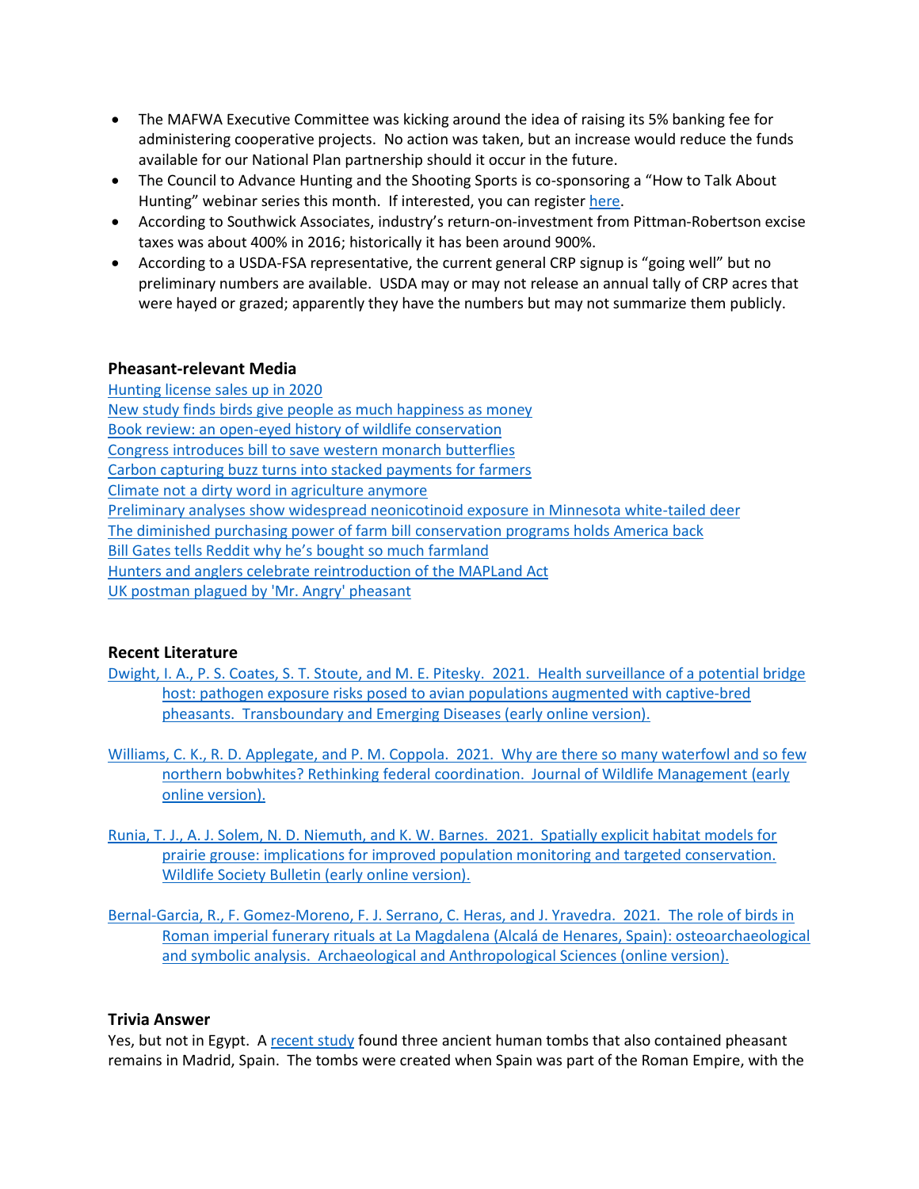- The MAFWA Executive Committee was kicking around the idea of raising its 5% banking fee for administering cooperative projects. No action was taken, but an increase would reduce the funds available for our National Plan partnership should it occur in the future.
- The Council to Advance Hunting and the Shooting Sports is co-sponsoring a "How to Talk About Hunting" webinar series this month. If interested, you can register here.
- According to Southwick Associates, industry's return-on-investment from Pittman-Robertson excise taxes was about 400% in 2016; historically it has been around 900%.
- According to a USDA-FSA representative, the current general CRP signup is "going well" but no preliminary numbers are available. USDA may or may not release an annual tally of CRP acres that were hayed or grazed; apparently they have the numbers but may not summarize them publicly.

### Pheasant-relevant Media

Hunting license sales up in 2020
New study finds birds give people as much happiness as money
Book review: an open-eyed history of wildlife conservation
Congress introduces bill to save western monarch butterflies
Carbon capturing buzz turns into stacked payments for farmers
Climate not a dirty word in agriculture anymore
Preliminary analyses show widespread neonicotinoid exposure in Minnesota white-tailed deer
The diminished purchasing power of farm bill conservation programs holds America back
Bill Gates tells Reddit why he's bought so much farmland
Hunters and anglers celebrate reintroduction of the MAPLand Act
UK postman plagued by 'Mr. Angry' pheasant

### Recent Literature

Dwight, I. A., P. S. Coates, S. T. Stoute, and M. E. Pitesky. 2021. Health surveillance of a potential bridge host: pathogen exposure risks posed to avian populations augmented with captive-bred pheasants. Transboundary and Emerging Diseases (early online version).

Williams, C. K., R. D. Applegate, and P. M. Coppola. 2021. Why are there so many waterfowl and so few northern bobwhites? Rethinking federal coordination. Journal of Wildlife Management (early online version).

Runia, T. J., A. J. Solem, N. D. Niemuth, and K. W. Barnes. 2021. Spatially explicit habitat models for prairie grouse: implications for improved population monitoring and targeted conservation. Wildlife Society Bulletin (early online version).

Bernal-Garcia, R., F. Gomez-Moreno, F. J. Serrano, C. Heras, and J. Yravedra. 2021. The role of birds in Roman imperial funerary rituals at La Magdalena (Alcalá de Henares, Spain): osteoarchaeological and symbolic analysis. Archaeological and Anthropological Sciences (online version).

### Trivia Answer

Yes, but not in Egypt. A recent study found three ancient human tombs that also contained pheasant remains in Madrid, Spain. The tombs were created when Spain was part of the Roman Empire, with the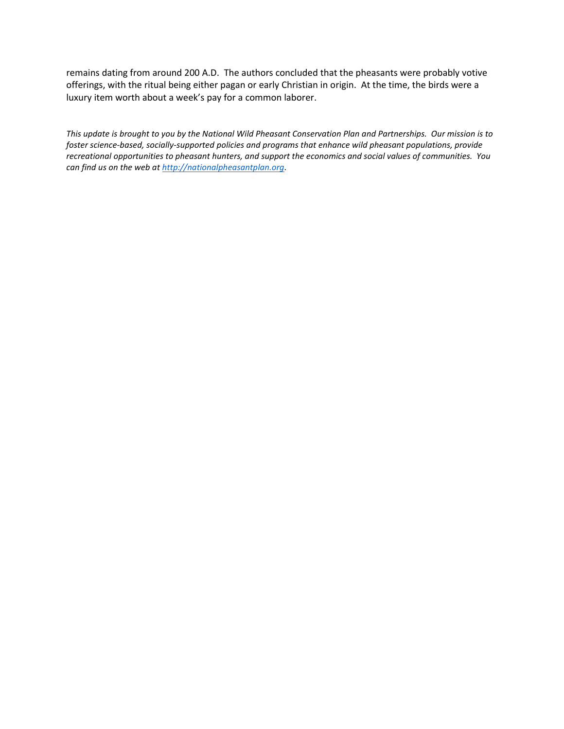remains dating from around 200 A.D. The authors concluded that the pheasants were probably votive offerings, with the ritual being either pagan or early Christian in origin. At the time, the birds were a luxury item worth about a week's pay for a common laborer.

*This update is brought to you by the National Wild Pheasant Conservation Plan and Partnerships. Our mission is to foster science-based, socially-supported policies and programs that enhance wild pheasant populations, provide recreational opportunities to pheasant hunters, and support the economics and social values of communities. You can find us on the web at [http://nationalpheasantplan.org](http://nationalpheasantplan.org).*